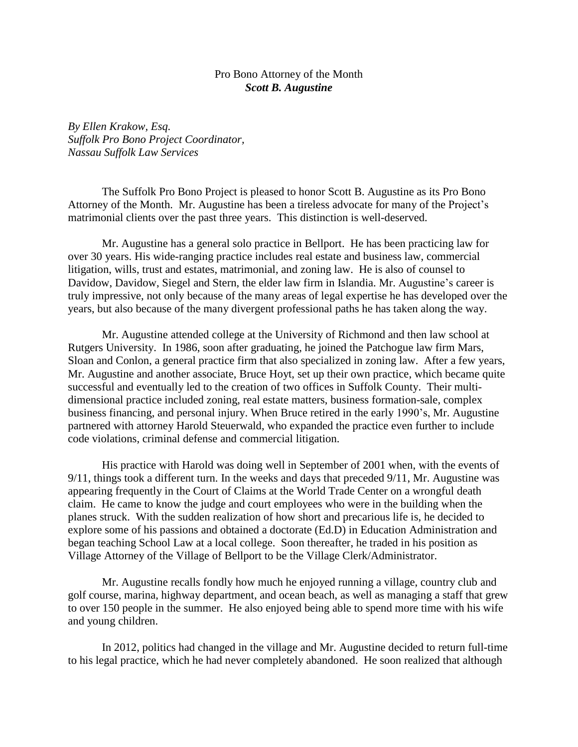# Pro Bono Attorney of the Month
## *Scott B. Augustine*

*By Ellen Krakow, Esq.*
*Suffolk Pro Bono Project Coordinator,*
*Nassau Suffolk Law Services*

The Suffolk Pro Bono Project is pleased to honor Scott B. Augustine as its Pro Bono Attorney of the Month. Mr. Augustine has been a tireless advocate for many of the Project's matrimonial clients over the past three years. This distinction is well-deserved.

Mr. Augustine has a general solo practice in Bellport. He has been practicing law for over 30 years. His wide-ranging practice includes real estate and business law, commercial litigation, wills, trust and estates, matrimonial, and zoning law. He is also of counsel to Davidow, Davidow, Siegel and Stern, the elder law firm in Islandia. Mr. Augustine's career is truly impressive, not only because of the many areas of legal expertise he has developed over the years, but also because of the many divergent professional paths he has taken along the way.

Mr. Augustine attended college at the University of Richmond and then law school at Rutgers University. In 1986, soon after graduating, he joined the Patchogue law firm Mars, Sloan and Conlon, a general practice firm that also specialized in zoning law. After a few years, Mr. Augustine and another associate, Bruce Hoyt, set up their own practice, which became quite successful and eventually led to the creation of two offices in Suffolk County. Their multi-dimensional practice included zoning, real estate matters, business formation-sale, complex business financing, and personal injury. When Bruce retired in the early 1990's, Mr. Augustine partnered with attorney Harold Steuerwald, who expanded the practice even further to include code violations, criminal defense and commercial litigation.

His practice with Harold was doing well in September of 2001 when, with the events of 9/11, things took a different turn. In the weeks and days that preceded 9/11, Mr. Augustine was appearing frequently in the Court of Claims at the World Trade Center on a wrongful death claim. He came to know the judge and court employees who were in the building when the planes struck. With the sudden realization of how short and precarious life is, he decided to explore some of his passions and obtained a doctorate (Ed.D) in Education Administration and began teaching School Law at a local college. Soon thereafter, he traded in his position as Village Attorney of the Village of Bellport to be the Village Clerk/Administrator.

Mr. Augustine recalls fondly how much he enjoyed running a village, country club and golf course, marina, highway department, and ocean beach, as well as managing a staff that grew to over 150 people in the summer. He also enjoyed being able to spend more time with his wife and young children.

In 2012, politics had changed in the village and Mr. Augustine decided to return full-time to his legal practice, which he had never completely abandoned. He soon realized that although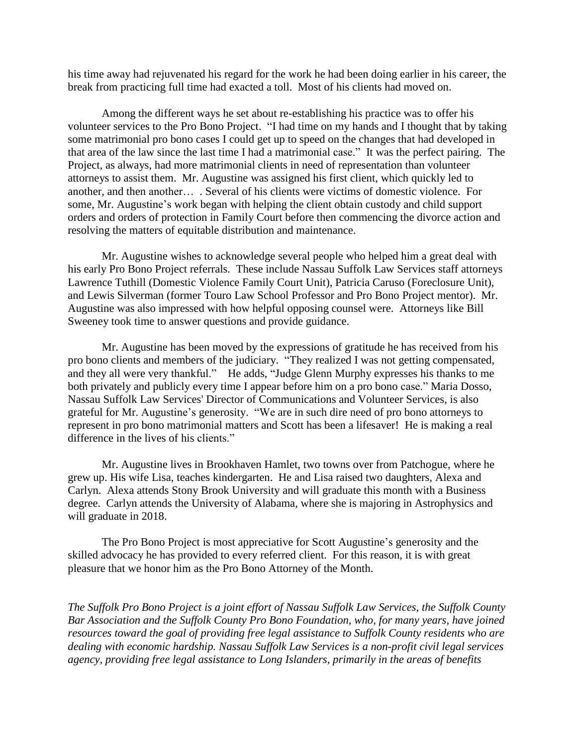his time away had rejuvenated his regard for the work he had been doing earlier in his career, the break from practicing full time had exacted a toll. Most of his clients had moved on.

Among the different ways he set about re-establishing his practice was to offer his volunteer services to the Pro Bono Project. "I had time on my hands and I thought that by taking some matrimonial pro bono cases I could get up to speed on the changes that had developed in that area of the law since the last time I had a matrimonial case." It was the perfect pairing. The Project, as always, had more matrimonial clients in need of representation than volunteer attorneys to assist them. Mr. Augustine was assigned his first client, which quickly led to another, and then another… . Several of his clients were victims of domestic violence. For some, Mr. Augustine's work began with helping the client obtain custody and child support orders and orders of protection in Family Court before then commencing the divorce action and resolving the matters of equitable distribution and maintenance.

Mr. Augustine wishes to acknowledge several people who helped him a great deal with his early Pro Bono Project referrals. These include Nassau Suffolk Law Services staff attorneys Lawrence Tuthill (Domestic Violence Family Court Unit), Patricia Caruso (Foreclosure Unit), and Lewis Silverman (former Touro Law School Professor and Pro Bono Project mentor). Mr. Augustine was also impressed with how helpful opposing counsel were. Attorneys like Bill Sweeney took time to answer questions and provide guidance.

Mr. Augustine has been moved by the expressions of gratitude he has received from his pro bono clients and members of the judiciary. "They realized I was not getting compensated, and they all were very thankful." He adds, "Judge Glenn Murphy expresses his thanks to me both privately and publicly every time I appear before him on a pro bono case." Maria Dosso, Nassau Suffolk Law Services' Director of Communications and Volunteer Services, is also grateful for Mr. Augustine's generosity. "We are in such dire need of pro bono attorneys to represent in pro bono matrimonial matters and Scott has been a lifesaver! He is making a real difference in the lives of his clients."

Mr. Augustine lives in Brookhaven Hamlet, two towns over from Patchogue, where he grew up. His wife Lisa, teaches kindergarten. He and Lisa raised two daughters, Alexa and Carlyn. Alexa attends Stony Brook University and will graduate this month with a Business degree. Carlyn attends the University of Alabama, where she is majoring in Astrophysics and will graduate in 2018.

The Pro Bono Project is most appreciative for Scott Augustine's generosity and the skilled advocacy he has provided to every referred client. For this reason, it is with great pleasure that we honor him as the Pro Bono Attorney of the Month.

*The Suffolk Pro Bono Project is a joint effort of Nassau Suffolk Law Services, the Suffolk County Bar Association and the Suffolk County Pro Bono Foundation, who, for many years, have joined resources toward the goal of providing free legal assistance to Suffolk County residents who are dealing with economic hardship. Nassau Suffolk Law Services is a non-profit civil legal services agency, providing free legal assistance to Long Islanders, primarily in the areas of benefits*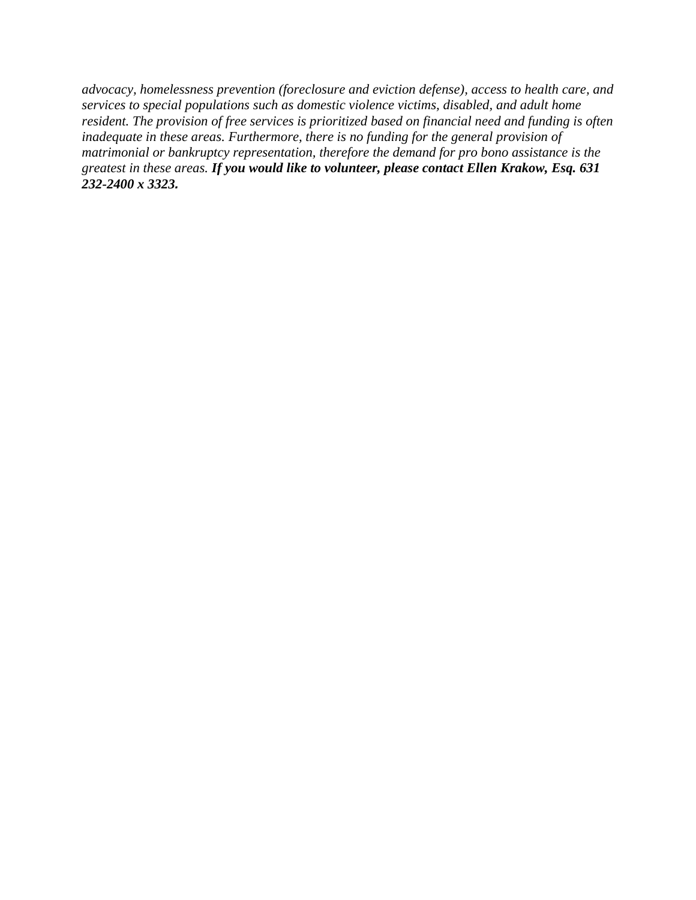*advocacy, homelessness prevention (foreclosure and eviction defense), access to health care, and services to special populations such as domestic violence victims, disabled, and adult home resident. The provision of free services is prioritized based on financial need and funding is often inadequate in these areas. Furthermore, there is no funding for the general provision of matrimonial or bankruptcy representation, therefore the demand for pro bono assistance is the greatest in these areas.* ***If you would like to volunteer, please contact Ellen Krakow, Esq. 631 232-2400 x 3323.***